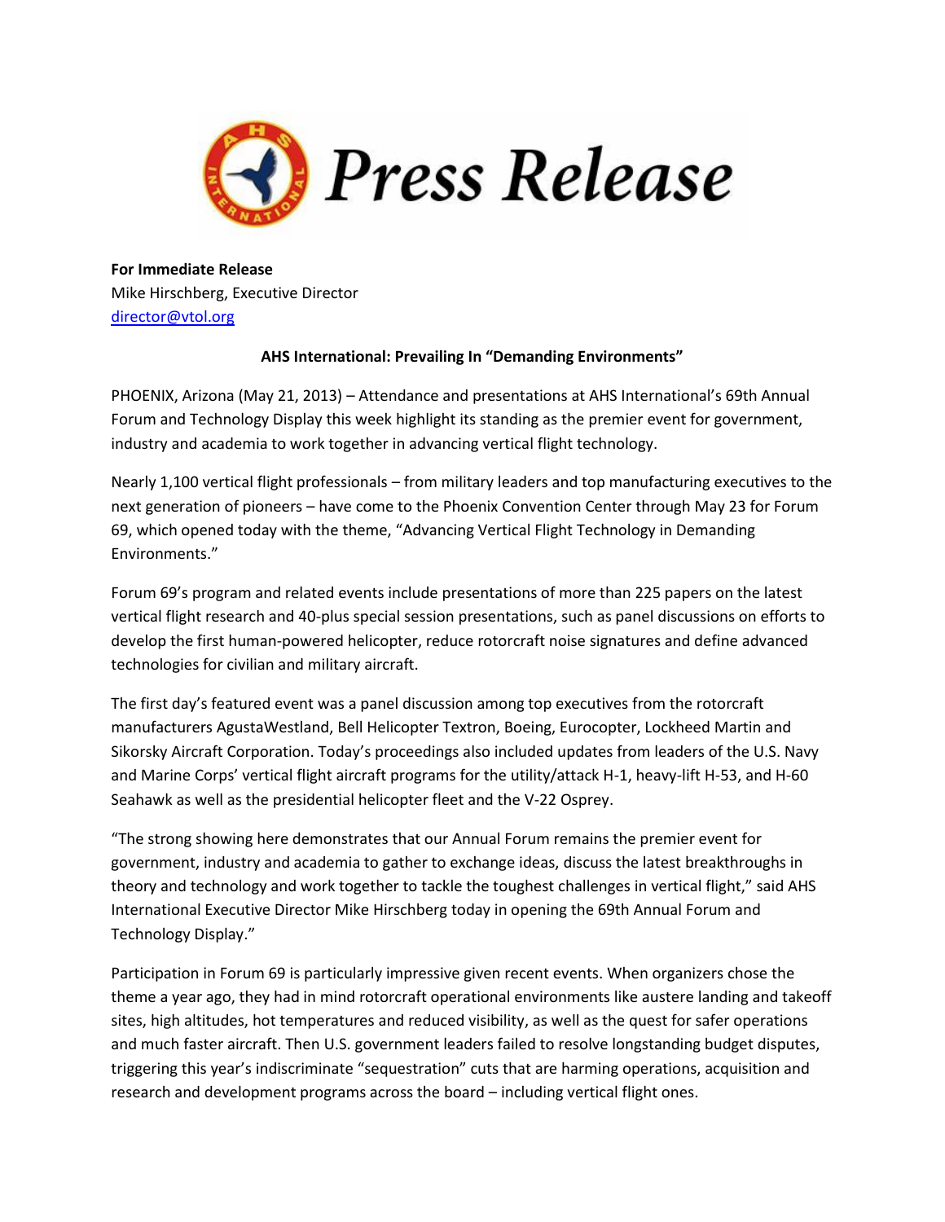# Press Release

**For Immediate Release**
Mike Hirschberg, Executive Director
director@vtol.org

**AHS International: Prevailing In "Demanding Environments"**

PHOENIX, Arizona (May 21, 2013) – Attendance and presentations at AHS International's 69th Annual Forum and Technology Display this week highlight its standing as the premier event for government, industry and academia to work together in advancing vertical flight technology.

Nearly 1,100 vertical flight professionals – from military leaders and top manufacturing executives to the next generation of pioneers – have come to the Phoenix Convention Center through May 23 for Forum 69, which opened today with the theme, "Advancing Vertical Flight Technology in Demanding Environments."

Forum 69's program and related events include presentations of more than 225 papers on the latest vertical flight research and 40-plus special session presentations, such as panel discussions on efforts to develop the first human-powered helicopter, reduce rotorcraft noise signatures and define advanced technologies for civilian and military aircraft.

The first day's featured event was a panel discussion among top executives from the rotorcraft manufacturers AgustaWestland, Bell Helicopter Textron, Boeing, Eurocopter, Lockheed Martin and Sikorsky Aircraft Corporation. Today's proceedings also included updates from leaders of the U.S. Navy and Marine Corps' vertical flight aircraft programs for the utility/attack H-1, heavy-lift H-53, and H-60 Seahawk as well as the presidential helicopter fleet and the V-22 Osprey.

"The strong showing here demonstrates that our Annual Forum remains the premier event for government, industry and academia to gather to exchange ideas, discuss the latest breakthroughs in theory and technology and work together to tackle the toughest challenges in vertical flight," said AHS International Executive Director Mike Hirschberg today in opening the 69th Annual Forum and Technology Display."

Participation in Forum 69 is particularly impressive given recent events. When organizers chose the theme a year ago, they had in mind rotorcraft operational environments like austere landing and takeoff sites, high altitudes, hot temperatures and reduced visibility, as well as the quest for safer operations and much faster aircraft. Then U.S. government leaders failed to resolve longstanding budget disputes, triggering this year's indiscriminate "sequestration" cuts that are harming operations, acquisition and research and development programs across the board – including vertical flight ones.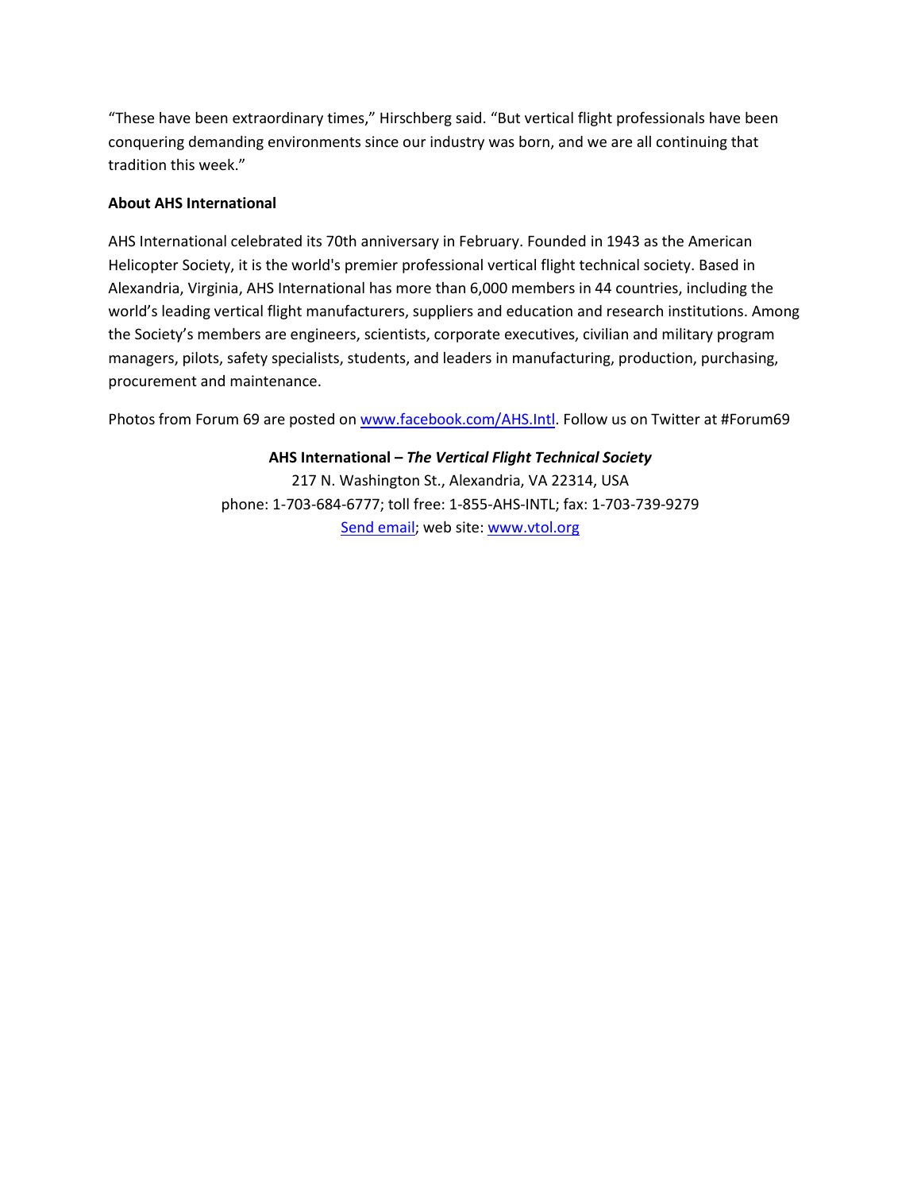"These have been extraordinary times," Hirschberg said. "But vertical flight professionals have been conquering demanding environments since our industry was born, and we are all continuing that tradition this week."

**About AHS International**

AHS International celebrated its 70th anniversary in February. Founded in 1943 as the American Helicopter Society, it is the world's premier professional vertical flight technical society. Based in Alexandria, Virginia, AHS International has more than 6,000 members in 44 countries, including the world's leading vertical flight manufacturers, suppliers and education and research institutions. Among the Society's members are engineers, scientists, corporate executives, civilian and military program managers, pilots, safety specialists, students, and leaders in manufacturing, production, purchasing, procurement and maintenance.

Photos from Forum 69 are posted on [www.facebook.com/AHS.Intl](http://www.facebook.com/AHS.Intl). Follow us on Twitter at #Forum69

**AHS International – *The Vertical Flight Technical Society***
217 N. Washington St., Alexandria, VA 22314, USA
phone: 1-703-684-6777; toll free: 1-855-AHS-INTL; fax: 1-703-739-9279
Send email; web site: [www.vtol.org](http://www.vtol.org)